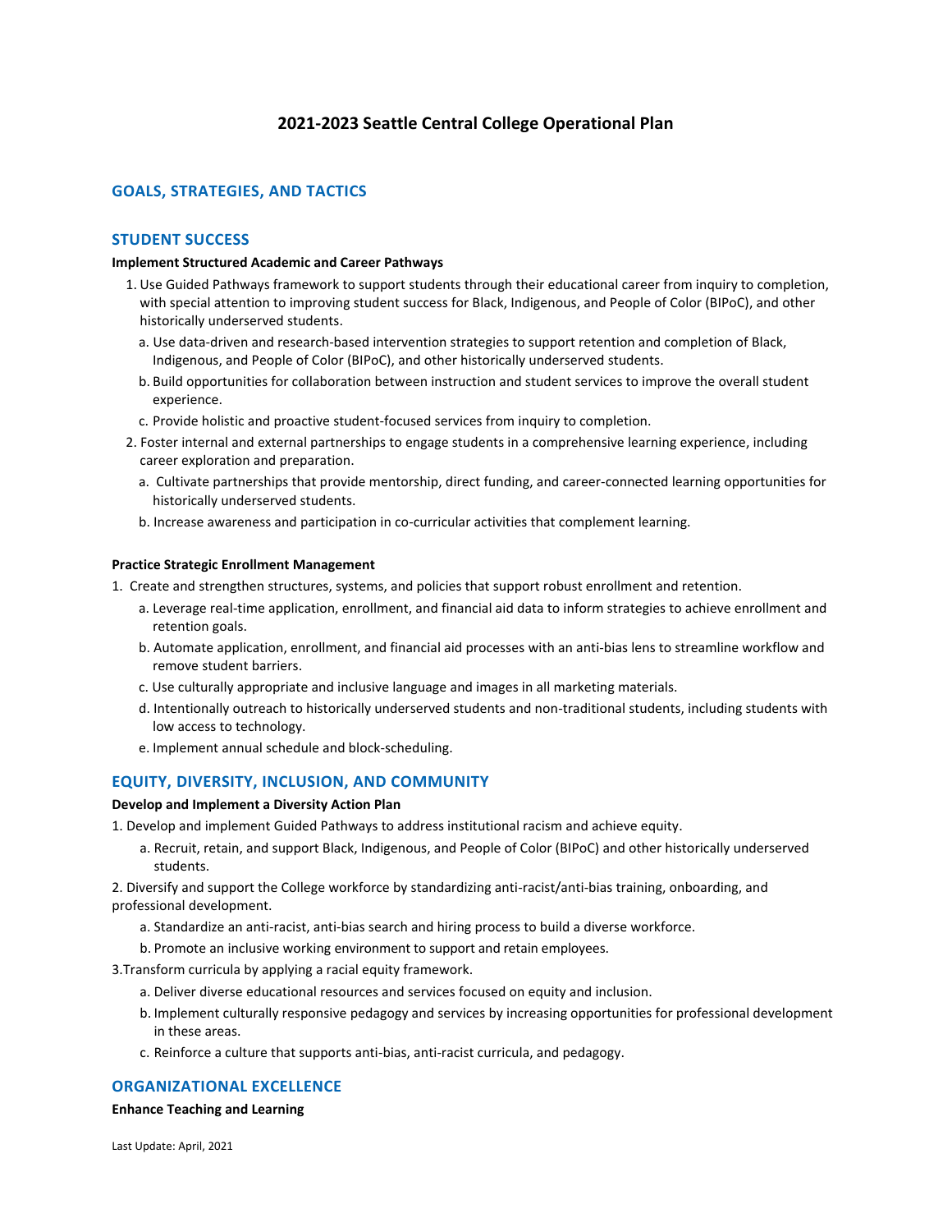# 2021-2023 Seattle Central College Operational Plan

## GOALS, STRATEGIES, AND TACTICS

## STUDENT SUCCESS

**Implement Structured Academic and Career Pathways**

1. Use Guided Pathways framework to support students through their educational career from inquiry to completion, with special attention to improving student success for Black, Indigenous, and People of Color (BIPoC), and other historically underserved students.
   a. Use data-driven and research-based intervention strategies to support retention and completion of Black, Indigenous, and People of Color (BIPoC), and other historically underserved students.
   b. Build opportunities for collaboration between instruction and student services to improve the overall student experience.
   c. Provide holistic and proactive student-focused services from inquiry to completion.
2. Foster internal and external partnerships to engage students in a comprehensive learning experience, including career exploration and preparation.
   a. Cultivate partnerships that provide mentorship, direct funding, and career-connected learning opportunities for historically underserved students.
   b. Increase awareness and participation in co-curricular activities that complement learning.

**Practice Strategic Enrollment Management**

1. Create and strengthen structures, systems, and policies that support robust enrollment and retention.
   a. Leverage real-time application, enrollment, and financial aid data to inform strategies to achieve enrollment and retention goals.
   b. Automate application, enrollment, and financial aid processes with an anti-bias lens to streamline workflow and remove student barriers.
   c. Use culturally appropriate and inclusive language and images in all marketing materials.
   d. Intentionally outreach to historically underserved students and non-traditional students, including students with low access to technology.
   e. Implement annual schedule and block-scheduling.

## EQUITY, DIVERSITY, INCLUSION, AND COMMUNITY

**Develop and Implement a Diversity Action Plan**

1. Develop and implement Guided Pathways to address institutional racism and achieve equity.
   a. Recruit, retain, and support Black, Indigenous, and People of Color (BIPoC) and other historically underserved students.
2. Diversify and support the College workforce by standardizing anti-racist/anti-bias training, onboarding, and professional development.
   a. Standardize an anti-racist, anti-bias search and hiring process to build a diverse workforce.
   b. Promote an inclusive working environment to support and retain employees.
3. Transform curricula by applying a racial equity framework.
   a. Deliver diverse educational resources and services focused on equity and inclusion.
   b. Implement culturally responsive pedagogy and services by increasing opportunities for professional development in these areas.
   c. Reinforce a culture that supports anti-bias, anti-racist curricula, and pedagogy.

## ORGANIZATIONAL EXCELLENCE

**Enhance Teaching and Learning**

Last Update: April, 2021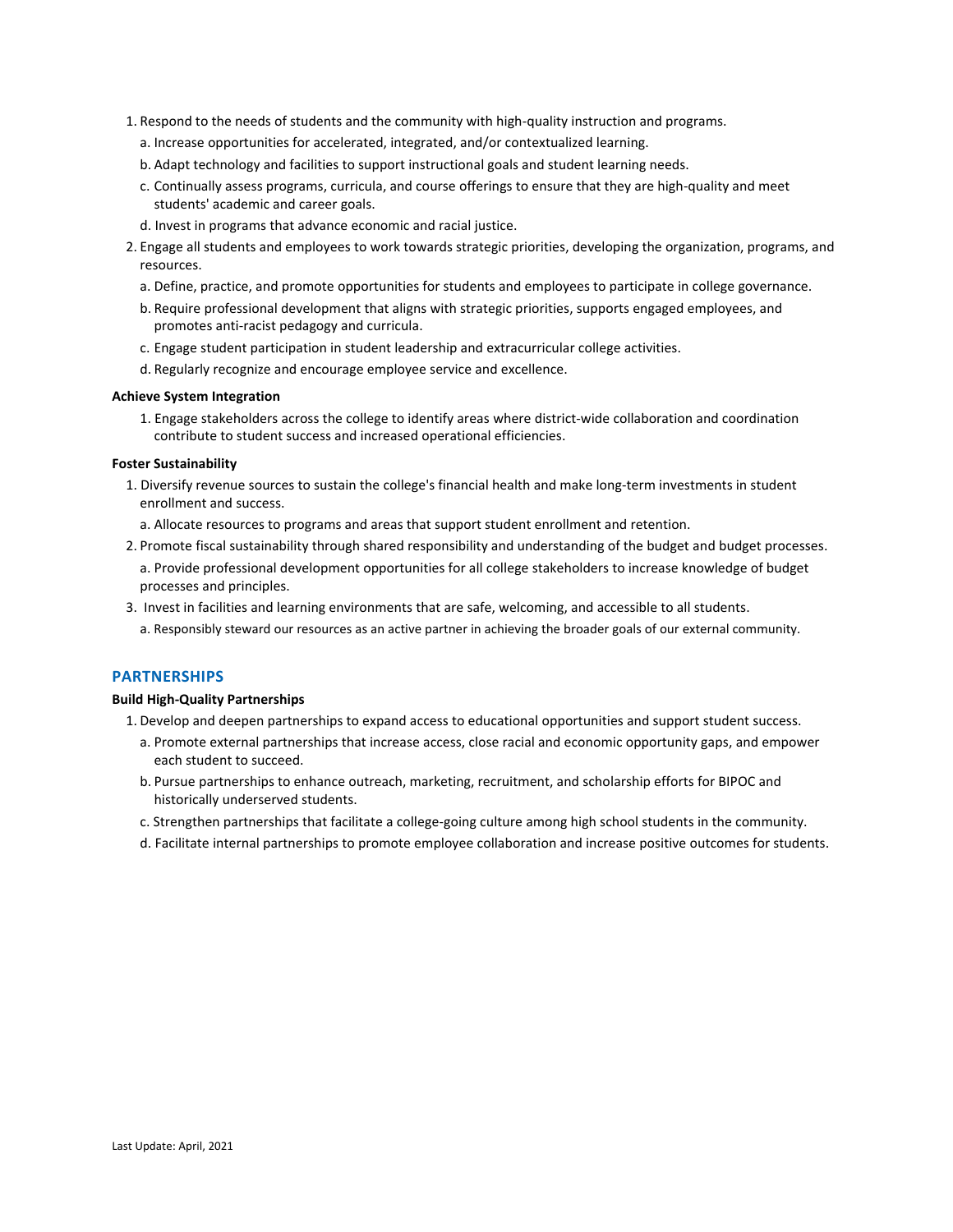1. Respond to the needs of students and the community with high-quality instruction and programs.
   a. Increase opportunities for accelerated, integrated, and/or contextualized learning.
   b. Adapt technology and facilities to support instructional goals and student learning needs.
   c. Continually assess programs, curricula, and course offerings to ensure that they are high-quality and meet students' academic and career goals.
   d. Invest in programs that advance economic and racial justice.
2. Engage all students and employees to work towards strategic priorities, developing the organization, programs, and resources.
   a. Define, practice, and promote opportunities for students and employees to participate in college governance.
   b. Require professional development that aligns with strategic priorities, supports engaged employees, and promotes anti-racist pedagogy and curricula.
   c. Engage student participation in student leadership and extracurricular college activities.
   d. Regularly recognize and encourage employee service and excellence.

**Achieve System Integration**

1. Engage stakeholders across the college to identify areas where district-wide collaboration and coordination contribute to student success and increased operational efficiencies.

**Foster Sustainability**

1. Diversify revenue sources to sustain the college's financial health and make long-term investments in student enrollment and success.
   a. Allocate resources to programs and areas that support student enrollment and retention.
2. Promote fiscal sustainability through shared responsibility and understanding of the budget and budget processes.
   a. Provide professional development opportunities for all college stakeholders to increase knowledge of budget processes and principles.
3. Invest in facilities and learning environments that are safe, welcoming, and accessible to all students.
   a. Responsibly steward our resources as an active partner in achieving the broader goals of our external community.

## PARTNERSHIPS

**Build High-Quality Partnerships**

1. Develop and deepen partnerships to expand access to educational opportunities and support student success.
   a. Promote external partnerships that increase access, close racial and economic opportunity gaps, and empower each student to succeed.
   b. Pursue partnerships to enhance outreach, marketing, recruitment, and scholarship efforts for BIPOC and historically underserved students.
   c. Strengthen partnerships that facilitate a college-going culture among high school students in the community.
   d. Facilitate internal partnerships to promote employee collaboration and increase positive outcomes for students.

Last Update: April, 2021